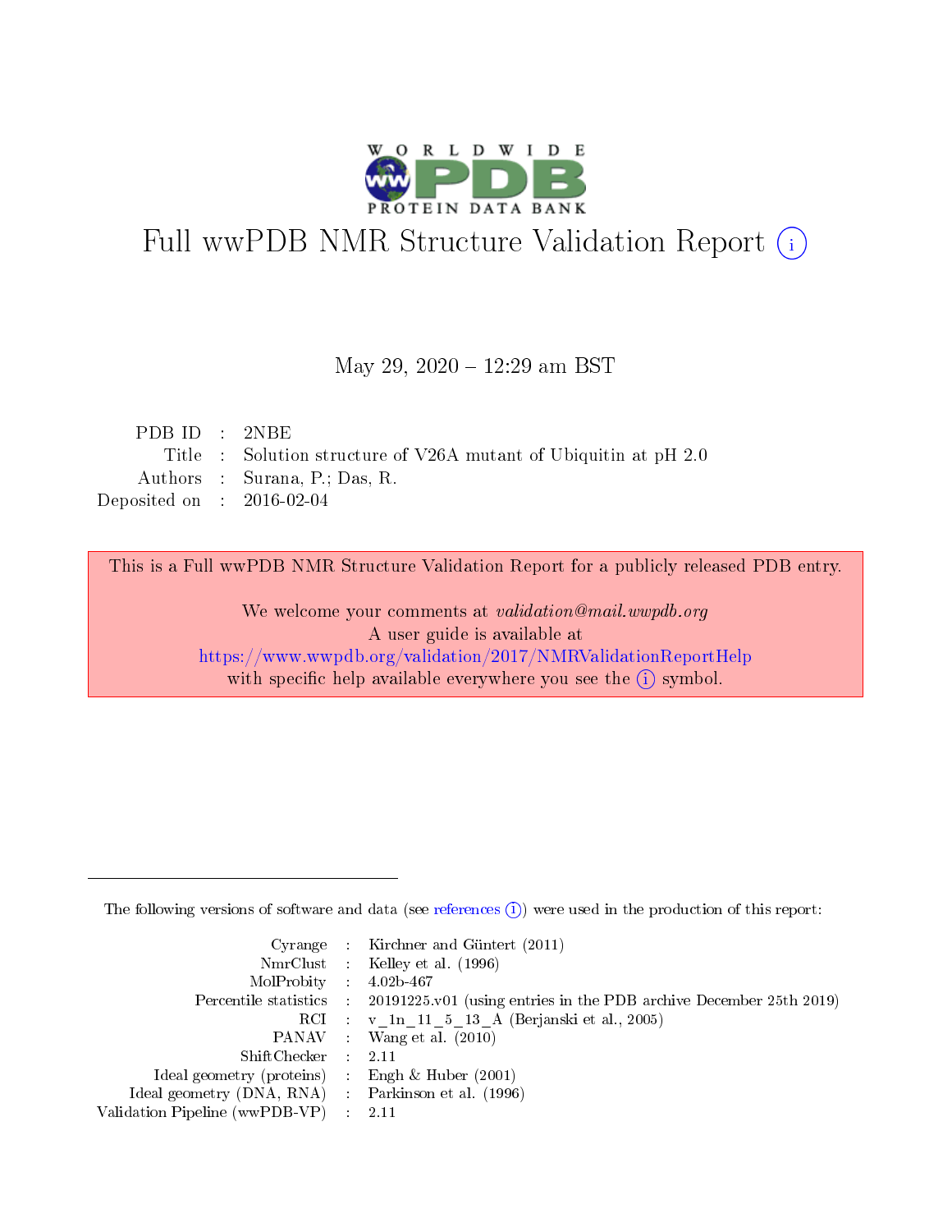# Full wwPDB NMR Structure Validation Report (i)

May 29, 2020 – 12:29 am BST

| | | |
|---|---|---|
| PDB ID | : | 2NBE |
| Title | : | Solution structure of V26A mutant of Ubiquitin at pH 2.0 |
| Authors | : | Surana, P.; Das, R. |
| Deposited on | : | 2016-02-04 |

This is a Full wwPDB NMR Structure Validation Report for a publicly released PDB entry.

We welcome your comments at *validation@mail.wwpdb.org*
A user guide is available at
https://www.wwpdb.org/validation/2017/NMRValidationReportHelp
with specific help available everywhere you see the (i) symbol.

The following versions of software and data (see references (i)) were used in the production of this report:

| | | |
|---|---|---|
| Cyrange | : | Kirchner and Güntert (2011) |
| NmrClust | : | Kelley et al. (1996) |
| MolProbity | : | 4.02b-467 |
| Percentile statistics | : | 20191225.v01 (using entries in the PDB archive December 25th 2019) |
| RCI | : | v_1n_11_5_13_A (Berjanski et al., 2005) |
| PANAV | : | Wang et al. (2010) |
| ShiftChecker | : | 2.11 |
| Ideal geometry (proteins) | : | Engh & Huber (2001) |
| Ideal geometry (DNA, RNA) | : | Parkinson et al. (1996) |
| Validation Pipeline (wwPDB-VP) | : | 2.11 |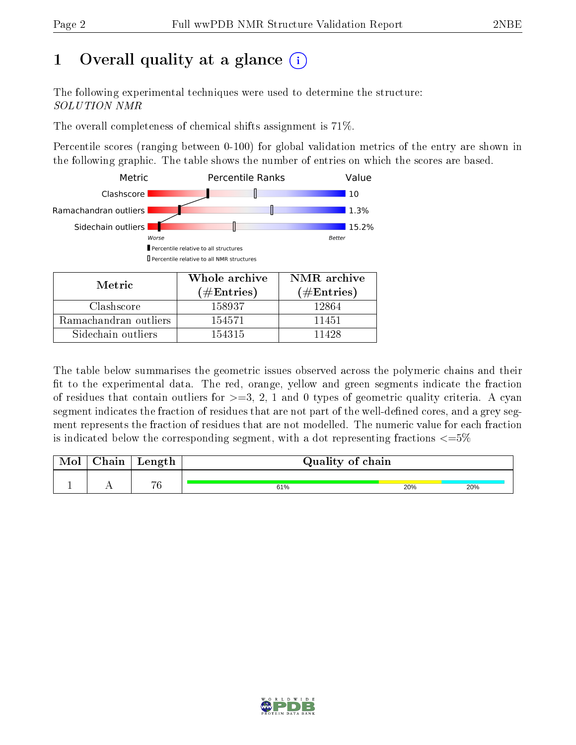# 1 Overall quality at a glance

The following experimental techniques were used to determine the structure:
*SOLUTION NMR*

The overall completeness of chemical shifts assignment is 71%.

Percentile scores (ranging between 0-100) for global validation metrics of the entry are shown in the following graphic. The table shows the number of entries on which the scores are based.

| Metric | Value |
|---|---|
| Clashscore | 10 |
| Ramachandran outliers | 1.3% |
| Sidechain outliers | 15.2% |

▮ Percentile relative to all structures
▯ Percentile relative to all NMR structures

| Metric | Whole archive (#Entries) | NMR archive (#Entries) |
|---|---|---|
| Clashscore | 158937 | 12864 |
| Ramachandran outliers | 154571 | 11451 |
| Sidechain outliers | 154315 | 11428 |

The table below summarises the geometric issues observed across the polymeric chains and their fit to the experimental data. The red, orange, yellow and green segments indicate the fraction of residues that contain outliers for >=3, 2, 1 and 0 types of geometric quality criteria. A cyan segment indicates the fraction of residues that are not part of the well-defined cores, and a grey segment represents the fraction of residues that are not modelled. The numeric value for each fraction is indicated below the corresponding segment, with a dot representing fractions <=5%

| Mol | Chain | Length | Quality of chain |
|---|---|---|---|
| 1 | A | 76 | 61% (green), 20% (yellow), 20% (cyan) |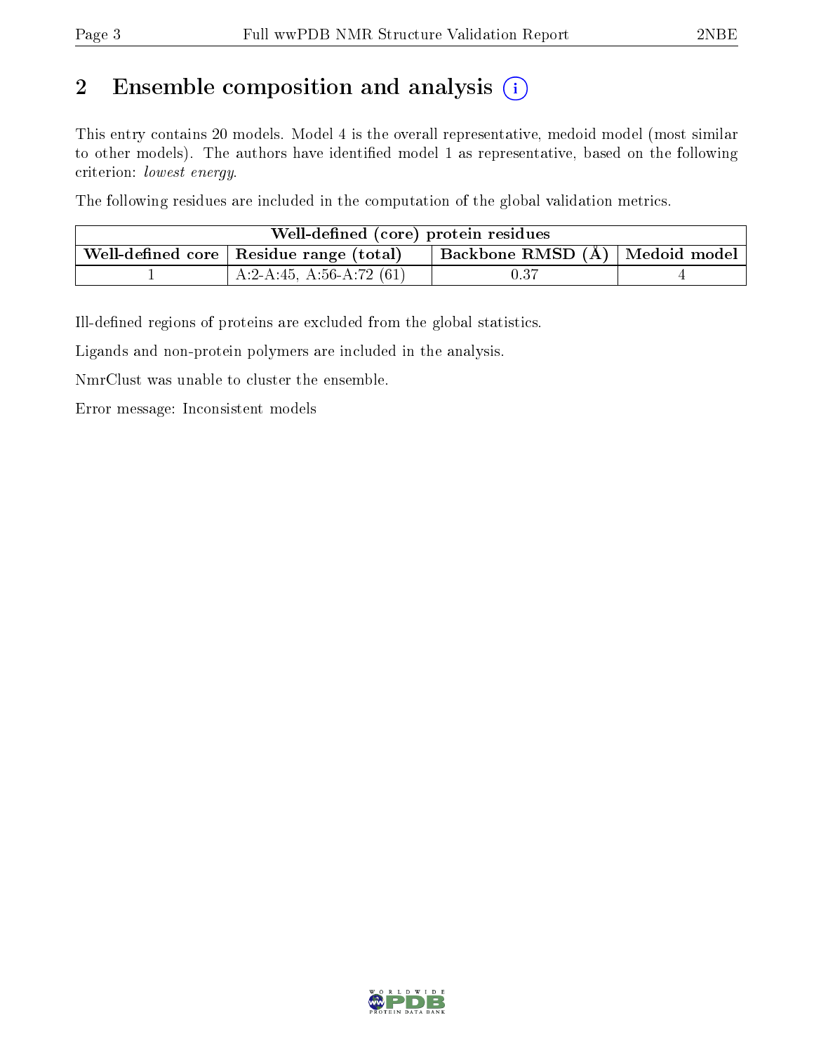# 2 Ensemble composition and analysis

This entry contains 20 models. Model 4 is the overall representative, medoid model (most similar to other models). The authors have identified model 1 as representative, based on the following criterion: *lowest energy*.

The following residues are included in the computation of the global validation metrics.

| Well-defined (core) protein residues | | | |
|---|---|---|---|
| Well-defined core | Residue range (total) | Backbone RMSD (Å) | Medoid model |
| 1 | A:2-A:45, A:56-A:72 (61) | 0.37 | 4 |

Ill-defined regions of proteins are excluded from the global statistics.

Ligands and non-protein polymers are included in the analysis.

NmrClust was unable to cluster the ensemble.

Error message: Inconsistent models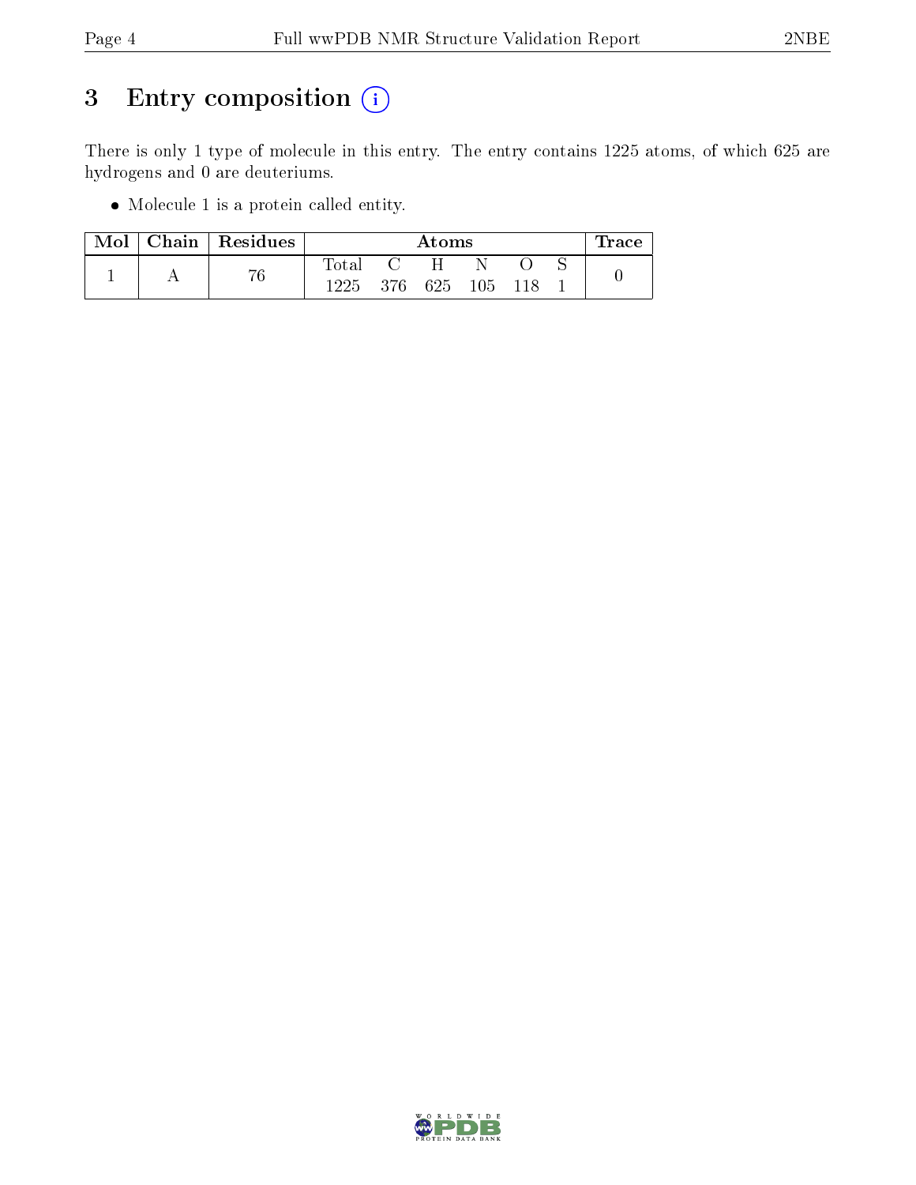# 3 Entry composition (i)

There is only 1 type of molecule in this entry. The entry contains 1225 atoms, of which 625 are hydrogens and 0 are deuteriums.

- Molecule 1 is a protein called entity.

| Mol | Chain | Residues | Atoms | | | | | | Trace |
|---|---|---|---|---|---|---|---|---|---|
| | | | Total | C | H | N | O | S | |
| 1 | A | 76 | 1225 | 376 | 625 | 105 | 118 | 1 | 0 |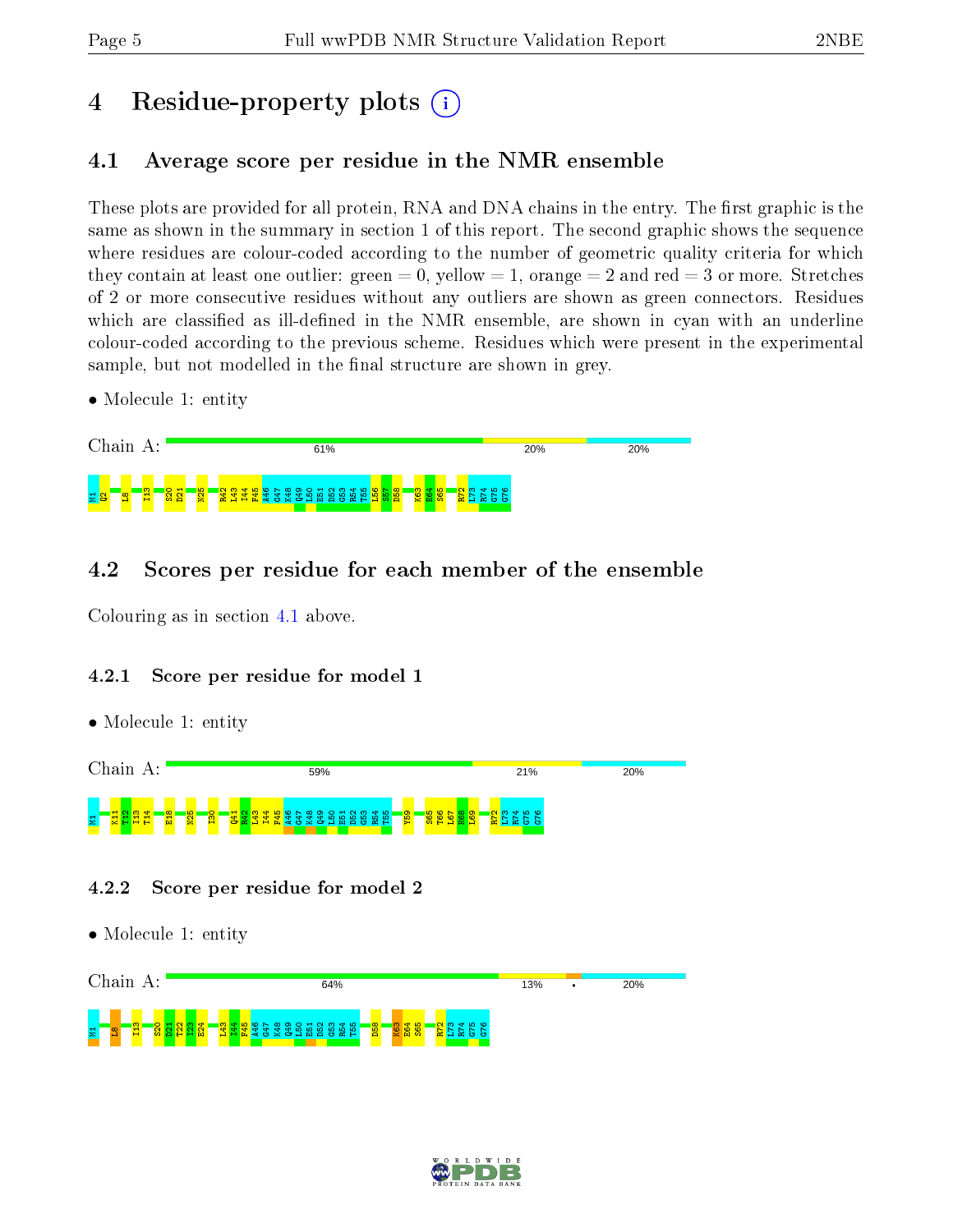# 4 Residue-property plots

## 4.1 Average score per residue in the NMR ensemble

These plots are provided for all protein, RNA and DNA chains in the entry. The first graphic is the same as shown in the summary in section 1 of this report. The second graphic shows the sequence where residues are colour-coded according to the number of geometric quality criteria for which they contain at least one outlier: green = 0, yellow = 1, orange = 2 and red = 3 or more. Stretches of 2 or more consecutive residues without any outliers are shown as green connectors. Residues which are classified as ill-defined in the NMR ensemble, are shown in cyan with an underline colour-coded according to the previous scheme. Residues which were present in the experimental sample, but not modelled in the final structure are shown in grey.

- Molecule 1: entity

Chain A: 61% 20% 20%

M1 Q2 L8 I13 S20 D21 N25 R42 L43 I44 F45 A46 G47 K48 Q49 L50 E51 D52 G53 R54 T55 L56 S57 D58 K63 E64 S65 R72 L73 R74 G75 G76

## 4.2 Scores per residue for each member of the ensemble

Colouring as in section 4.1 above.

### 4.2.1 Score per residue for model 1

- Molecule 1: entity

Chain A: 59% 21% 20%

M1 K11 T12 I13 T14 E18 N25 I30 Q41 R42 L43 I44 F45 A46 G47 K48 Q49 L50 E51 D52 G53 R54 T55 Y59 S65 T66 L67 H68 L69 R72 L73 R74 G75 G76

### 4.2.2 Score per residue for model 2

- Molecule 1: entity

Chain A: 64% 13% • 20%

M1 L8 I13 S20 D21 T22 I23 E24 L43 I44 F45 A46 G47 K48 Q49 L50 E51 D52 G53 R54 T55 D58 K63 E64 S65 R72 L73 R74 G75 G76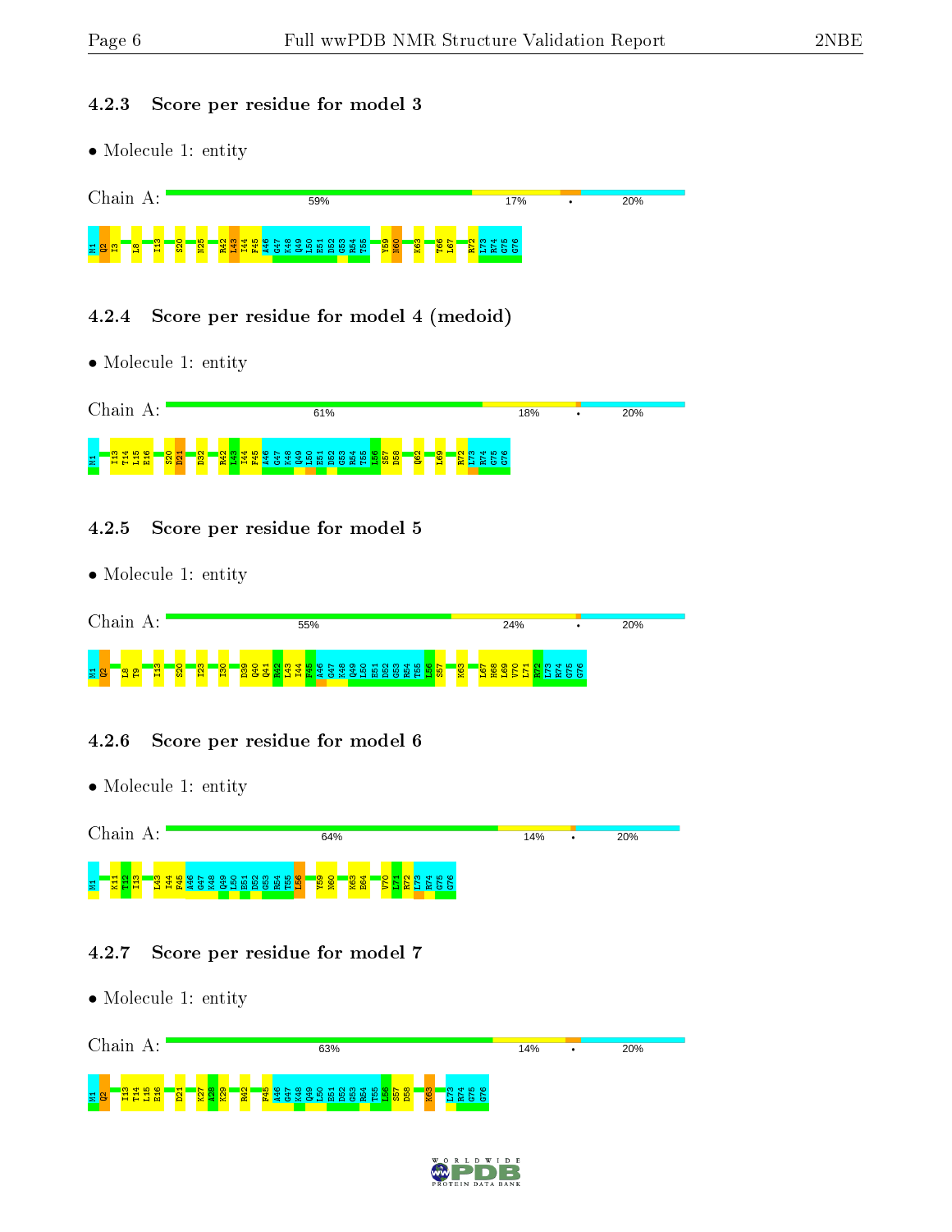### 4.2.3 Score per residue for model 3

- Molecule 1: entity

Chain A: 59% | 17% | • | 20%

M1 Q2 I3 L8 I13 S20 N25 R42 L43 I44 F45 A46 G47 K48 Q49 L50 E51 D52 G53 R54 T55 Y59 N60 K63 T66 L67 R72 L73 R74 G75 G76

### 4.2.4 Score per residue for model 4 (medoid)

- Molecule 1: entity

Chain A: 61% | 18% | • | 20%

M1 I13 T14 L15 E16 S20 D21 D32 R42 L43 I44 F45 A46 G47 K48 Q49 L50 E51 D52 G53 R54 T55 L56 S57 D58 Q62 L69 R72 L73 R74 G75 G76

### 4.2.5 Score per residue for model 5

- Molecule 1: entity

Chain A: 55% | 24% | • | 20%

M1 Q2 L8 T9 I13 S20 I23 I30 D39 Q40 Q41 R42 L43 I44 F45 A46 G47 K48 Q49 L50 E51 D52 G53 R54 T55 L56 S57 K63 L67 H68 L69 V70 L71 R72 L73 R74 G75 G76

### 4.2.6 Score per residue for model 6

- Molecule 1: entity

Chain A: 64% | 14% | • | 20%

M1 K11 T12 I13 L43 I44 F45 A46 G47 K48 Q49 L50 E51 D52 G53 R54 T55 L56 Y59 N60 K63 E64 V70 L71 R72 L73 R74 G75 G76

### 4.2.7 Score per residue for model 7

- Molecule 1: entity

Chain A: 63% | 14% | • | 20%

M1 Q2 I13 T14 L15 E16 D21 K27 A28 K29 R42 F45 A46 G47 K48 Q49 L50 E51 D52 G53 R54 T55 L56 S57 D58 K63 L73 R74 G75 G76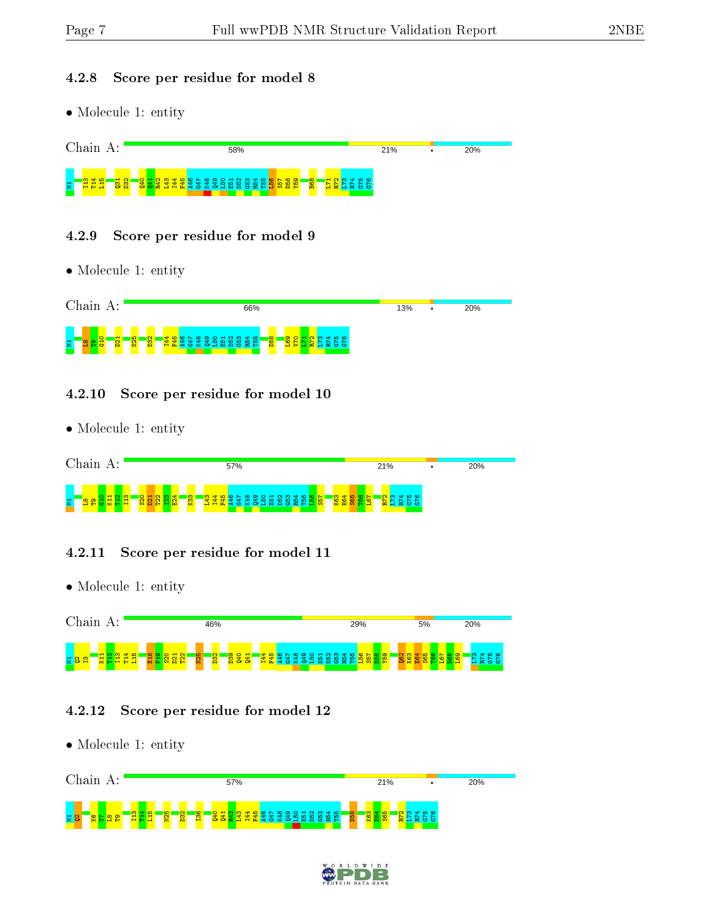### 4.2.8 Score per residue for model 8

- Molecule 1: entity

Chain A: 58% | 21% | • | 20%

M1 I13 T14 L15 Q31 D32 Q40 Q41 R42 L43 I44 F45 A46 G47 K48 Q49 L50 E51 D52 G53 R54 T55 L56 S57 D58 Y59 H68 L71 R72 L73 R74 G75 G76

### 4.2.9 Score per residue for model 9

- Molecule 1: entity

Chain A: 66% | 13% | • | 20%

M1 L8 T9 G10 D21 N25 D32 I44 F45 A46 G47 K48 Q49 L50 E51 D52 G53 R54 T55 D58 L69 V70 L71 R72 L73 R74 G75 G76

### 4.2.10 Score per residue for model 10

- Molecule 1: entity

Chain A: 57% | 21% | • | 20%

M1 L8 T9 G10 K11 T12 I13 S20 D21 T22 I23 E24 K33 L43 I44 F45 A46 G47 K48 Q49 L50 E51 D52 G53 R54 T55 L56 S57 K63 E64 S65 T66 L67 R72 L73 R74 G75 G76

### 4.2.11 Score per residue for model 11

- Molecule 1: entity

Chain A: 46% | 29% | 5% | 20%

M1 Q2 I3 K11 T12 I13 T14 L15 E18 P19 S20 D21 T22 N25 D32 D39 Q40 Q41 I44 F45 A46 G47 K48 Q49 L50 E51 D52 G53 R54 T55 L56 S57 D58 Y59 Q62 K63 E64 S65 T66 L67 H68 L69 L73 R74 G75 G76

### 4.2.12 Score per residue for model 12

- Molecule 1: entity

Chain A: 57% | 21% | • | 20%

M1 Q2 K6 T7 L8 T9 I13 T14 L15 N25 D32 I36 Q40 Q41 R42 L43 I44 F45 A46 G47 K48 Q49 L50 E51 D52 G53 R54 T55 D58 K63 E64 S65 R72 L73 R74 G75 G76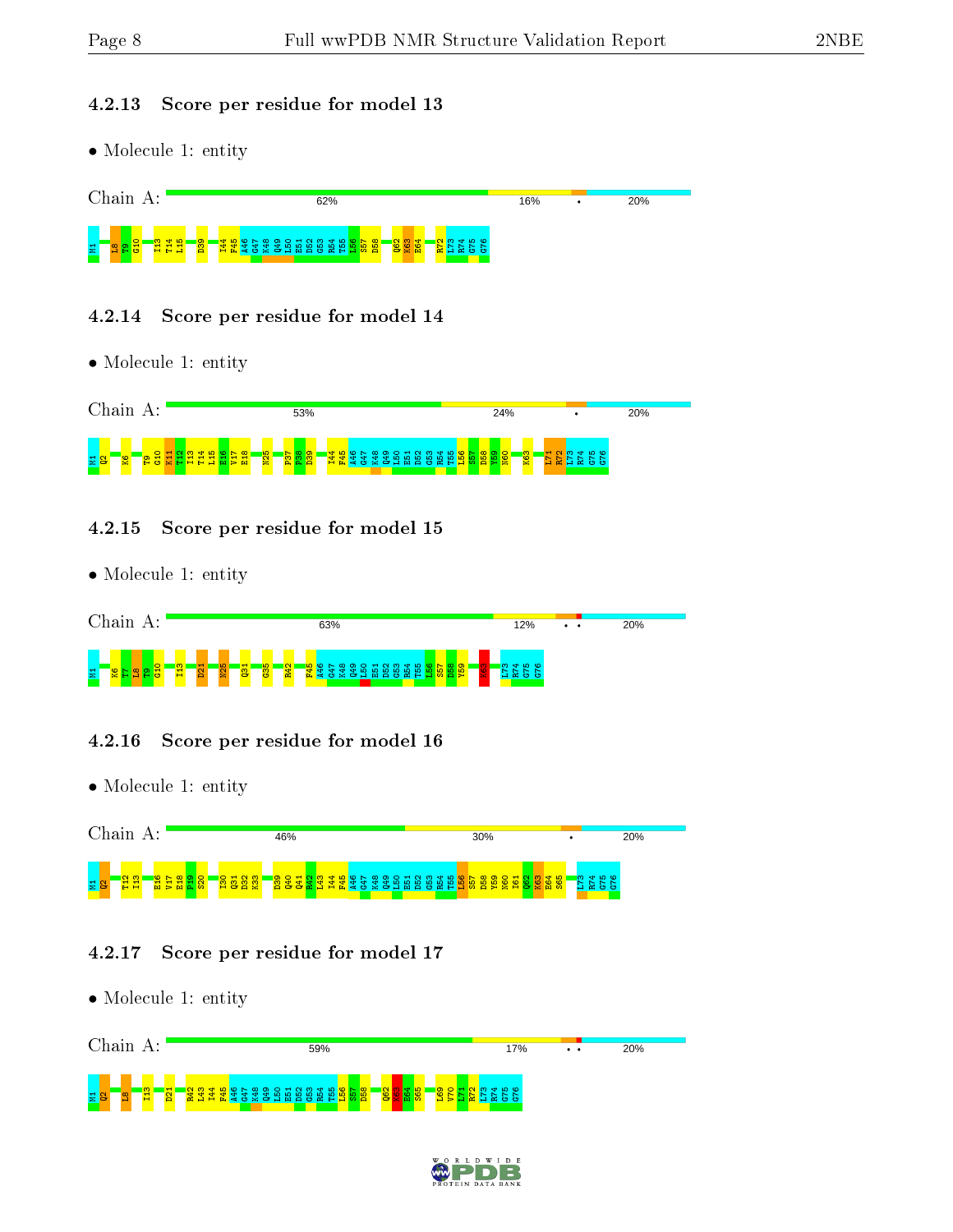### 4.2.13 Score per residue for model 13

- Molecule 1: entity

Chain A: 62% | 16% | • | 20%

M1 L8 T9 G10 I13 T14 L15 D39 I44 F45 A46 G47 K48 Q49 L50 E51 D52 G53 R54 T55 L56 S57 D58 Q62 K63 E64 R72 L73 R74 G75 G76

### 4.2.14 Score per residue for model 14

- Molecule 1: entity

Chain A: 53% | 24% | • | 20%

M1 Q2 K6 T9 G10 K11 T12 I13 T14 L15 E16 V17 E18 N25 P37 P38 D39 I44 A46 F45 G47 K48 Q49 L50 E51 D52 G53 R54 T55 L56 S57 D58 Y59 N60 K63 L71 R72 L73 R74 G75 G76

### 4.2.15 Score per residue for model 15

- Molecule 1: entity

Chain A: 63% | 12% | • • | 20%

M1 K6 T7 L8 T9 G10 I13 D21 N25 Q31 G35 R42 F45 A46 G47 K48 Q49 L50 E51 D52 G53 R54 T55 L56 S57 D58 Y59 K63 L73 R74 G75 G76

### 4.2.16 Score per residue for model 16

- Molecule 1: entity

Chain A: 46% | 30% | • | 20%

M1 Q2 T12 I13 E16 V17 E18 P19 S20 I30 Q31 D32 K33 D39 Q40 Q41 R42 L43 I44 F45 A46 G47 K48 Q49 L50 E51 D52 G53 R54 T55 L56 S57 D58 Y59 N60 I61 Q62 K63 E64 S65 L73 R74 G75 G76

### 4.2.17 Score per residue for model 17

- Molecule 1: entity

Chain A: 59% | 17% | • • | 20%

M1 Q2 L8 I13 D21 R42 L43 I44 F45 A46 G47 K48 Q49 L50 E51 D52 G53 R54 T55 L56 S57 D58 Q62 K63 E64 S65 L69 V70 L71 R72 L73 R74 G75 G76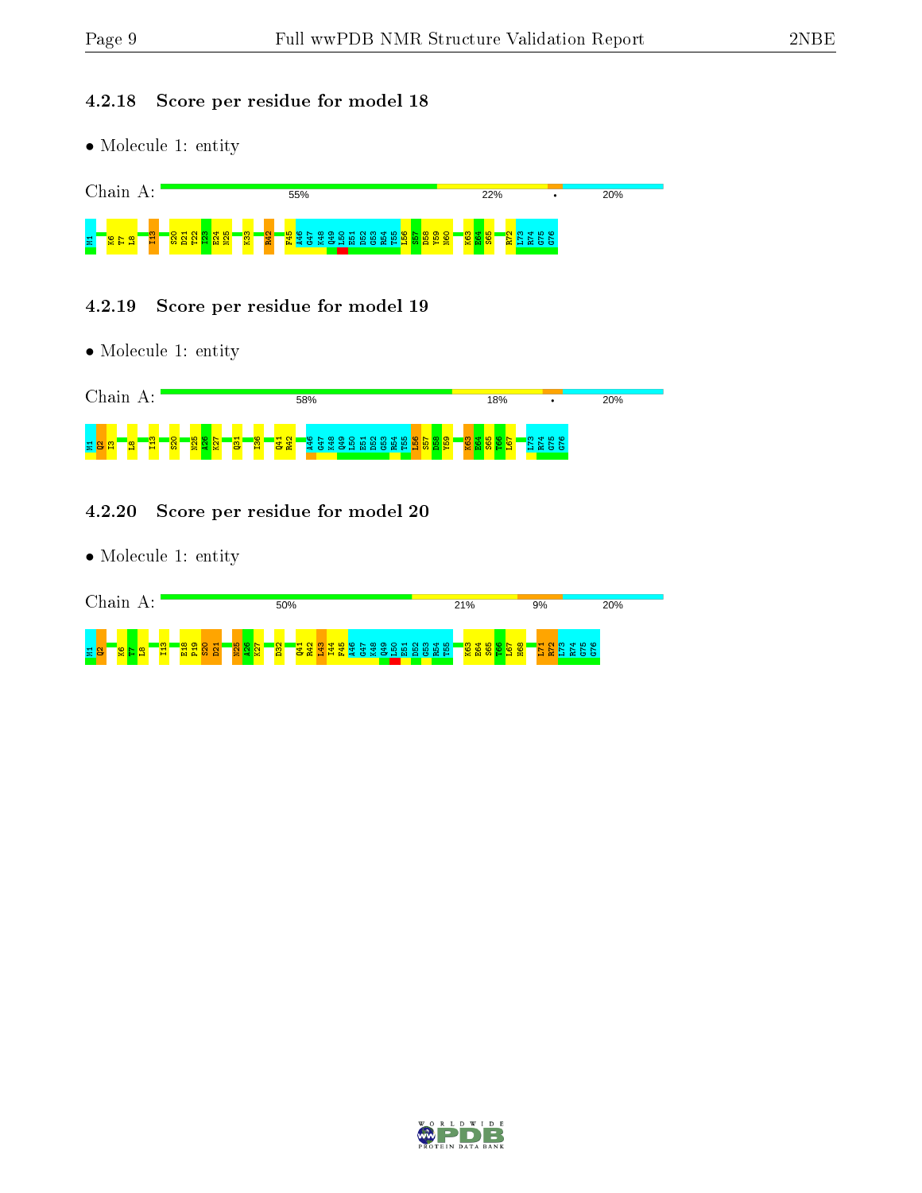### 4.2.18 Score per residue for model 18

- Molecule 1: entity

Chain A: 55% 22% • 20%

M1 K6 T7 L8 I13 S20 D21 T22 I23 E24 N25 K33 R42 F45 A46 G47 K48 Q49 L50 E51 D52 G53 R54 T55 L56 S57 D58 Y59 N60 K63 E64 S65 R72 L73 R74 G75 G76

### 4.2.19 Score per residue for model 19

- Molecule 1: entity

Chain A: 58% 18% • 20%

M1 Q2 I3 L8 I13 S20 N25 A26 K27 Q31 I36 Q41 R42 A46 G47 K48 Q49 L50 E51 D52 G53 R54 T55 L56 S57 D58 Y59 K63 E64 S65 T66 L67 L73 R74 G75 G76

### 4.2.20 Score per residue for model 20

- Molecule 1: entity

Chain A: 50% 21% 9% 20%

M1 Q2 K6 T7 L8 I13 E18 P19 S20 D21 N25 A26 K27 D32 Q41 R42 L43 I44 F45 A46 G47 K48 Q49 L50 E51 D52 G53 R54 T55 K63 E64 S65 T66 L67 H68 L71 R72 L73 R74 G75 G76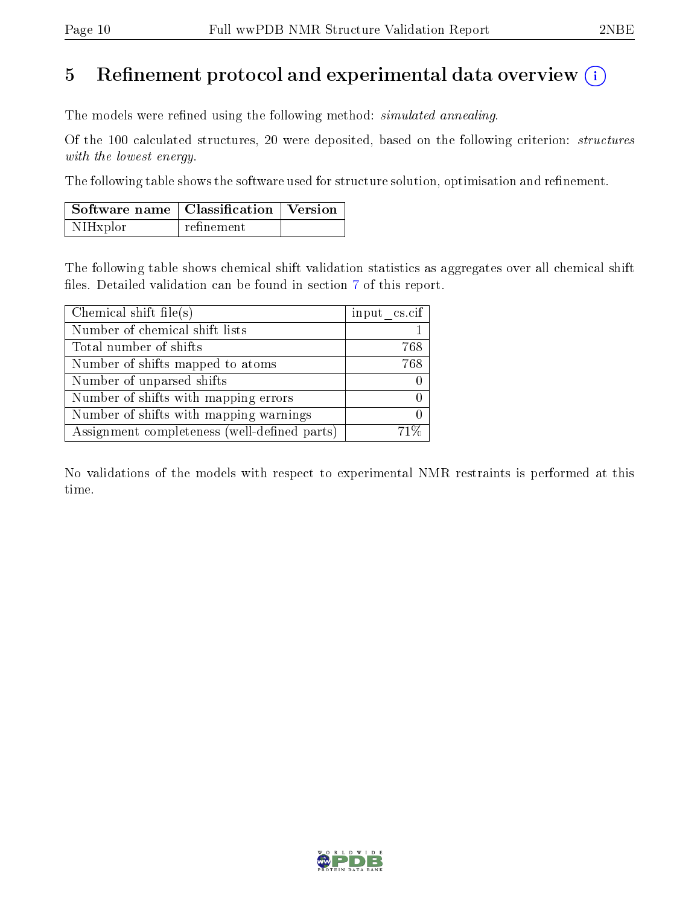# 5 Refinement protocol and experimental data overview (i)

The models were refined using the following method: *simulated annealing*.

Of the 100 calculated structures, 20 were deposited, based on the following criterion: *structures with the lowest energy*.

The following table shows the software used for structure solution, optimisation and refinement.

| Software name | Classification | Version |
|---|---|---|
| NIHxplor | refinement | |

The following table shows chemical shift validation statistics as aggregates over all chemical shift files. Detailed validation can be found in section 7 of this report.

| Chemical shift file(s) | input_cs.cif |
|---|---|
| Number of chemical shift lists | 1 |
| Total number of shifts | 768 |
| Number of shifts mapped to atoms | 768 |
| Number of unparsed shifts | 0 |
| Number of shifts with mapping errors | 0 |
| Number of shifts with mapping warnings | 0 |
| Assignment completeness (well-defined parts) | 71% |

No validations of the models with respect to experimental NMR restraints is performed at this time.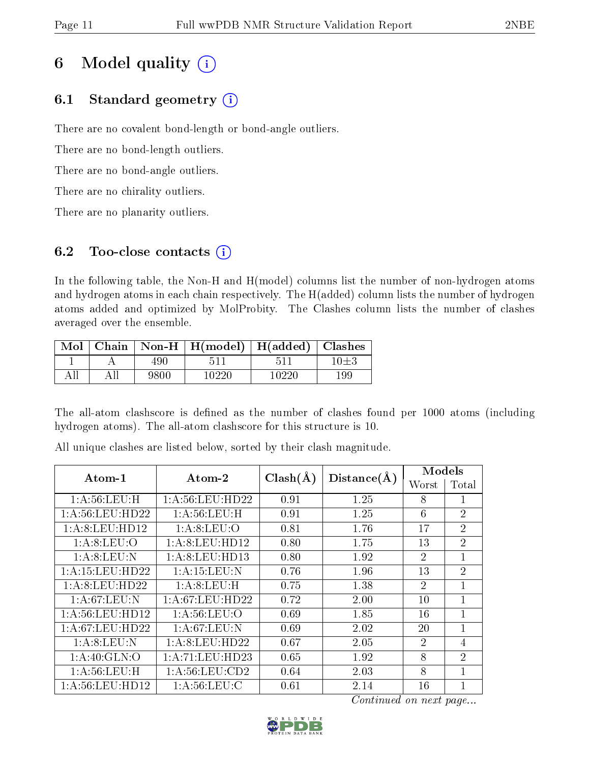# 6 Model quality (i)

## 6.1 Standard geometry (i)

There are no covalent bond-length or bond-angle outliers.

There are no bond-length outliers.

There are no bond-angle outliers.

There are no chirality outliers.

There are no planarity outliers.

## 6.2 Too-close contacts (i)

In the following table, the Non-H and H(model) columns list the number of non-hydrogen atoms and hydrogen atoms in each chain respectively. The H(added) column lists the number of hydrogen atoms added and optimized by MolProbity. The Clashes column lists the number of clashes averaged over the ensemble.

| Mol | Chain | Non-H | H(model) | H(added) | Clashes |
|---|---|---|---|---|---|
| 1 | A | 490 | 511 | 511 | 10±3 |
| All | All | 9800 | 10220 | 10220 | 199 |

The all-atom clashscore is defined as the number of clashes found per 1000 atoms (including hydrogen atoms). The all-atom clashscore for this structure is 10.

All unique clashes are listed below, sorted by their clash magnitude.

| Atom-1 | Atom-2 | Clash(Å) | Distance(Å) | Models | |
|---|---|---|---|---|---|
| | | | | Worst | Total |
| 1:A:56:LEU:H | 1:A:56:LEU:HD22 | 0.91 | 1.25 | 8 | 1 |
| 1:A:56:LEU:HD22 | 1:A:56:LEU:H | 0.91 | 1.25 | 6 | 2 |
| 1:A:8:LEU:HD12 | 1:A:8:LEU:O | 0.81 | 1.76 | 17 | 2 |
| 1:A:8:LEU:O | 1:A:8:LEU:HD12 | 0.80 | 1.75 | 13 | 2 |
| 1:A:8:LEU:N | 1:A:8:LEU:HD13 | 0.80 | 1.92 | 2 | 1 |
| 1:A:15:LEU:HD22 | 1:A:15:LEU:N | 0.76 | 1.96 | 13 | 2 |
| 1:A:8:LEU:HD22 | 1:A:8:LEU:H | 0.75 | 1.38 | 2 | 1 |
| 1:A:67:LEU:N | 1:A:67:LEU:HD22 | 0.72 | 2.00 | 10 | 1 |
| 1:A:56:LEU:HD12 | 1:A:56:LEU:O | 0.69 | 1.85 | 16 | 1 |
| 1:A:67:LEU:HD22 | 1:A:67:LEU:N | 0.69 | 2.02 | 20 | 1 |
| 1:A:8:LEU:N | 1:A:8:LEU:HD22 | 0.67 | 2.05 | 2 | 4 |
| 1:A:40:GLN:O | 1:A:71:LEU:HD23 | 0.65 | 1.92 | 8 | 2 |
| 1:A:56:LEU:H | 1:A:56:LEU:CD2 | 0.64 | 2.03 | 8 | 1 |
| 1:A:56:LEU:HD12 | 1:A:56:LEU:C | 0.61 | 2.14 | 16 | 1 |

*Continued on next page...*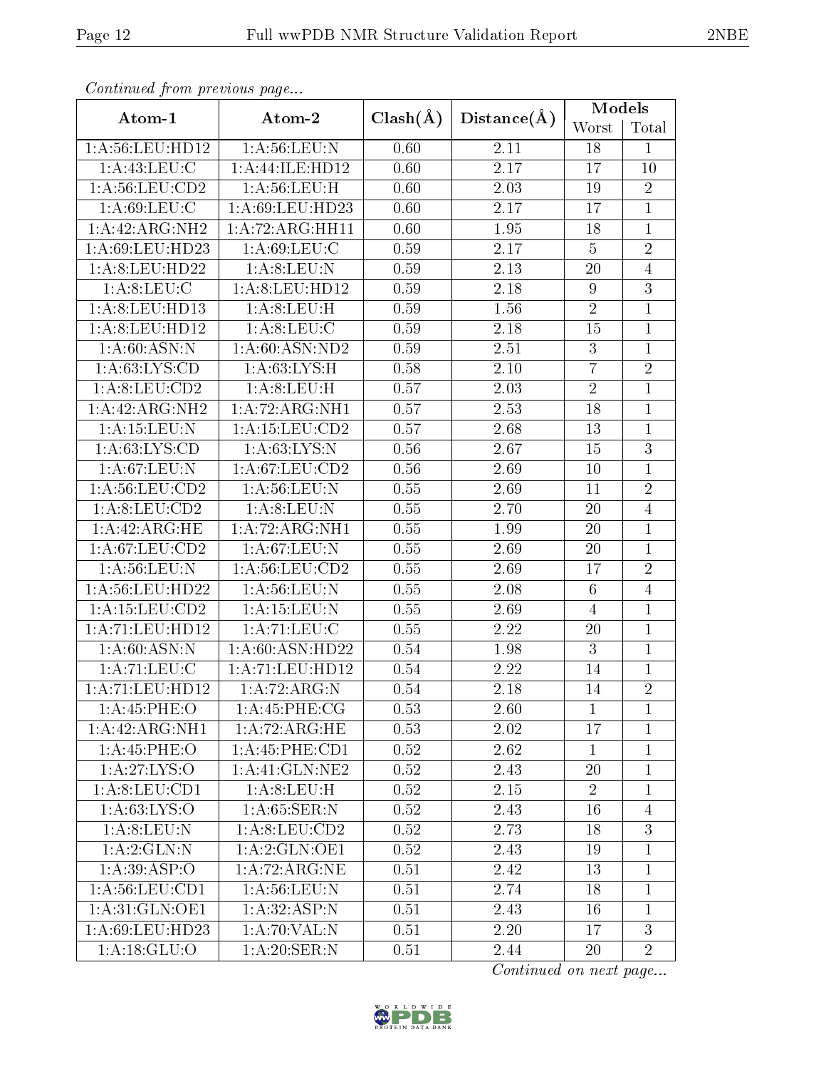*Continued from previous page...*

| Atom-1 | Atom-2 | Clash(Å) | Distance(Å) | Models | |
|---|---|---|---|---|---|
| | | | | Worst | Total |
| 1:A:56:LEU:HD12 | 1:A:56:LEU:N | 0.60 | 2.11 | 18 | 1 |
| 1:A:43:LEU:C | 1:A:44:ILE:HD12 | 0.60 | 2.17 | 17 | 10 |
| 1:A:56:LEU:CD2 | 1:A:56:LEU:H | 0.60 | 2.03 | 19 | 2 |
| 1:A:69:LEU:C | 1:A:69:LEU:HD23 | 0.60 | 2.17 | 17 | 1 |
| 1:A:42:ARG:NH2 | 1:A:72:ARG:HH11 | 0.60 | 1.95 | 18 | 1 |
| 1:A:69:LEU:HD23 | 1:A:69:LEU:C | 0.59 | 2.17 | 5 | 2 |
| 1:A:8:LEU:HD22 | 1:A:8:LEU:N | 0.59 | 2.13 | 20 | 4 |
| 1:A:8:LEU:C | 1:A:8:LEU:HD12 | 0.59 | 2.18 | 9 | 3 |
| 1:A:8:LEU:HD13 | 1:A:8:LEU:H | 0.59 | 1.56 | 2 | 1 |
| 1:A:8:LEU:HD12 | 1:A:8:LEU:C | 0.59 | 2.18 | 15 | 1 |
| 1:A:60:ASN:N | 1:A:60:ASN:ND2 | 0.59 | 2.51 | 3 | 1 |
| 1:A:63:LYS:CD | 1:A:63:LYS:H | 0.58 | 2.10 | 7 | 2 |
| 1:A:8:LEU:CD2 | 1:A:8:LEU:H | 0.57 | 2.03 | 2 | 1 |
| 1:A:42:ARG:NH2 | 1:A:72:ARG:NH1 | 0.57 | 2.53 | 18 | 1 |
| 1:A:15:LEU:N | 1:A:15:LEU:CD2 | 0.57 | 2.68 | 13 | 1 |
| 1:A:63:LYS:CD | 1:A:63:LYS:N | 0.56 | 2.67 | 15 | 3 |
| 1:A:67:LEU:N | 1:A:67:LEU:CD2 | 0.56 | 2.69 | 10 | 1 |
| 1:A:56:LEU:CD2 | 1:A:56:LEU:N | 0.55 | 2.69 | 11 | 2 |
| 1:A:8:LEU:CD2 | 1:A:8:LEU:N | 0.55 | 2.70 | 20 | 4 |
| 1:A:42:ARG:HE | 1:A:72:ARG:NH1 | 0.55 | 1.99 | 20 | 1 |
| 1:A:67:LEU:CD2 | 1:A:67:LEU:N | 0.55 | 2.69 | 20 | 1 |
| 1:A:56:LEU:N | 1:A:56:LEU:CD2 | 0.55 | 2.69 | 17 | 2 |
| 1:A:56:LEU:HD22 | 1:A:56:LEU:N | 0.55 | 2.08 | 6 | 4 |
| 1:A:15:LEU:CD2 | 1:A:15:LEU:N | 0.55 | 2.69 | 4 | 1 |
| 1:A:71:LEU:HD12 | 1:A:71:LEU:C | 0.55 | 2.22 | 20 | 1 |
| 1:A:60:ASN:N | 1:A:60:ASN:HD22 | 0.54 | 1.98 | 3 | 1 |
| 1:A:71:LEU:C | 1:A:71:LEU:HD12 | 0.54 | 2.22 | 14 | 1 |
| 1:A:71:LEU:HD12 | 1:A:72:ARG:N | 0.54 | 2.18 | 14 | 2 |
| 1:A:45:PHE:O | 1:A:45:PHE:CG | 0.53 | 2.60 | 1 | 1 |
| 1:A:42:ARG:NH1 | 1:A:72:ARG:HE | 0.53 | 2.02 | 17 | 1 |
| 1:A:45:PHE:O | 1:A:45:PHE:CD1 | 0.52 | 2.62 | 1 | 1 |
| 1:A:27:LYS:O | 1:A:41:GLN:NE2 | 0.52 | 2.43 | 20 | 1 |
| 1:A:8:LEU:CD1 | 1:A:8:LEU:H | 0.52 | 2.15 | 2 | 1 |
| 1:A:63:LYS:O | 1:A:65:SER:N | 0.52 | 2.43 | 16 | 4 |
| 1:A:8:LEU:N | 1:A:8:LEU:CD2 | 0.52 | 2.73 | 18 | 3 |
| 1:A:2:GLN:N | 1:A:2:GLN:OE1 | 0.52 | 2.43 | 19 | 1 |
| 1:A:39:ASP:O | 1:A:72:ARG:NE | 0.51 | 2.42 | 13 | 1 |
| 1:A:56:LEU:CD1 | 1:A:56:LEU:N | 0.51 | 2.74 | 18 | 1 |
| 1:A:31:GLN:OE1 | 1:A:32:ASP:N | 0.51 | 2.43 | 16 | 1 |
| 1:A:69:LEU:HD23 | 1:A:70:VAL:N | 0.51 | 2.20 | 17 | 3 |
| 1:A:18:GLU:O | 1:A:20:SER:N | 0.51 | 2.44 | 20 | 2 |

*Continued on next page...*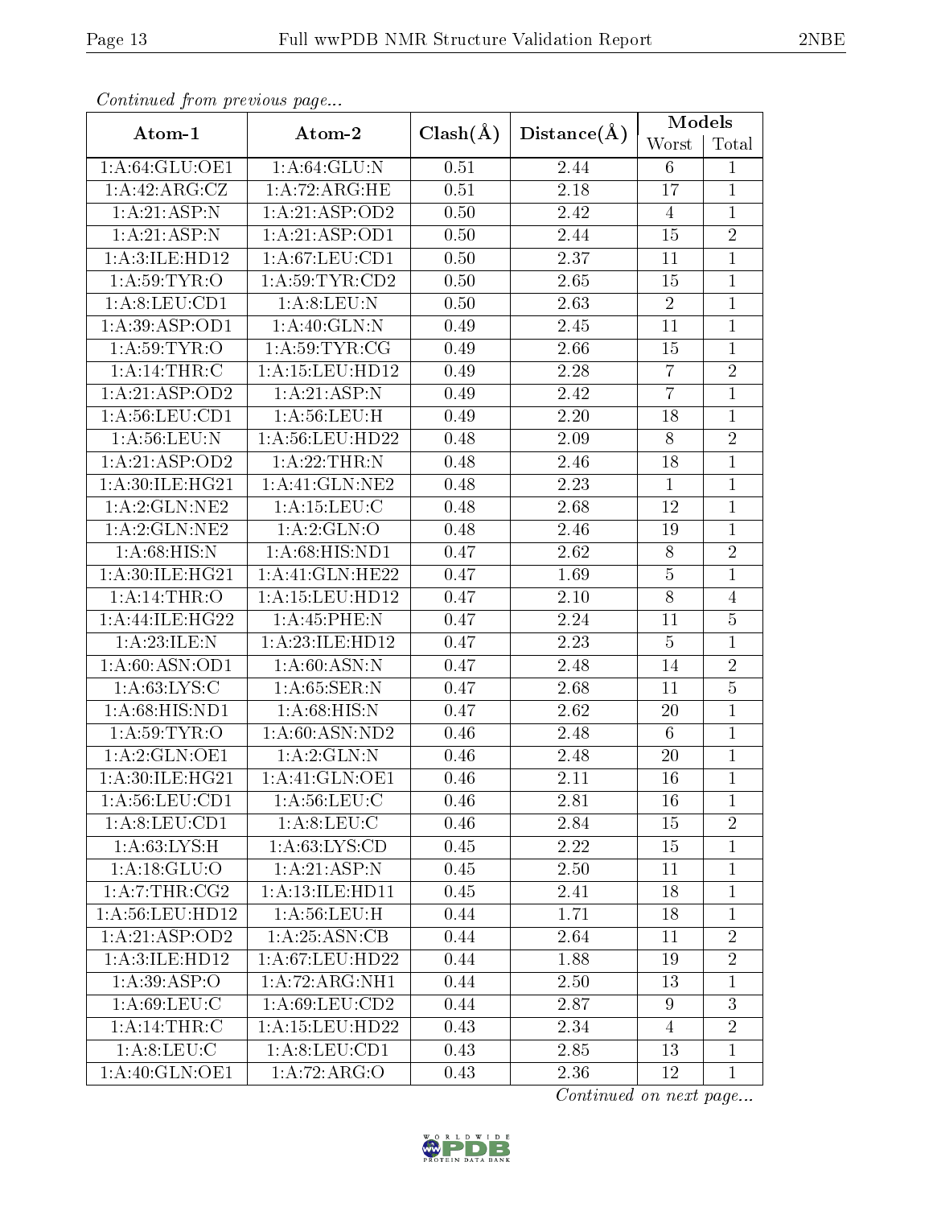*Continued from previous page...*

| Atom-1 | Atom-2 | Clash(Å) | Distance(Å) | Models | |
|---|---|---|---|---|---|
| | | | | Worst | Total |
| 1:A:64:GLU:OE1 | 1:A:64:GLU:N | 0.51 | 2.44 | 6 | 1 |
| 1:A:42:ARG:CZ | 1:A:72:ARG:HE | 0.51 | 2.18 | 17 | 1 |
| 1:A:21:ASP:N | 1:A:21:ASP:OD2 | 0.50 | 2.42 | 4 | 1 |
| 1:A:21:ASP:N | 1:A:21:ASP:OD1 | 0.50 | 2.44 | 15 | 2 |
| 1:A:3:ILE:HD12 | 1:A:67:LEU:CD1 | 0.50 | 2.37 | 11 | 1 |
| 1:A:59:TYR:O | 1:A:59:TYR:CD2 | 0.50 | 2.65 | 15 | 1 |
| 1:A:8:LEU:CD1 | 1:A:8:LEU:N | 0.50 | 2.63 | 2 | 1 |
| 1:A:39:ASP:OD1 | 1:A:40:GLN:N | 0.49 | 2.45 | 11 | 1 |
| 1:A:59:TYR:O | 1:A:59:TYR:CG | 0.49 | 2.66 | 15 | 1 |
| 1:A:14:THR:C | 1:A:15:LEU:HD12 | 0.49 | 2.28 | 7 | 2 |
| 1:A:21:ASP:OD2 | 1:A:21:ASP:N | 0.49 | 2.42 | 7 | 1 |
| 1:A:56:LEU:CD1 | 1:A:56:LEU:H | 0.49 | 2.20 | 18 | 1 |
| 1:A:56:LEU:N | 1:A:56:LEU:HD22 | 0.48 | 2.09 | 8 | 2 |
| 1:A:21:ASP:OD2 | 1:A:22:THR:N | 0.48 | 2.46 | 18 | 1 |
| 1:A:30:ILE:HG21 | 1:A:41:GLN:NE2 | 0.48 | 2.23 | 1 | 1 |
| 1:A:2:GLN:NE2 | 1:A:15:LEU:C | 0.48 | 2.68 | 12 | 1 |
| 1:A:2:GLN:NE2 | 1:A:2:GLN:O | 0.48 | 2.46 | 19 | 1 |
| 1:A:68:HIS:N | 1:A:68:HIS:ND1 | 0.47 | 2.62 | 8 | 2 |
| 1:A:30:ILE:HG21 | 1:A:41:GLN:HE22 | 0.47 | 1.69 | 5 | 1 |
| 1:A:14:THR:O | 1:A:15:LEU:HD12 | 0.47 | 2.10 | 8 | 4 |
| 1:A:44:ILE:HG22 | 1:A:45:PHE:N | 0.47 | 2.24 | 11 | 5 |
| 1:A:23:ILE:N | 1:A:23:ILE:HD12 | 0.47 | 2.23 | 5 | 1 |
| 1:A:60:ASN:OD1 | 1:A:60:ASN:N | 0.47 | 2.48 | 14 | 2 |
| 1:A:63:LYS:C | 1:A:65:SER:N | 0.47 | 2.68 | 11 | 5 |
| 1:A:68:HIS:ND1 | 1:A:68:HIS:N | 0.47 | 2.62 | 20 | 1 |
| 1:A:59:TYR:O | 1:A:60:ASN:ND2 | 0.46 | 2.48 | 6 | 1 |
| 1:A:2:GLN:OE1 | 1:A:2:GLN:N | 0.46 | 2.48 | 20 | 1 |
| 1:A:30:ILE:HG21 | 1:A:41:GLN:OE1 | 0.46 | 2.11 | 16 | 1 |
| 1:A:56:LEU:CD1 | 1:A:56:LEU:C | 0.46 | 2.81 | 16 | 1 |
| 1:A:8:LEU:CD1 | 1:A:8:LEU:C | 0.46 | 2.84 | 15 | 2 |
| 1:A:63:LYS:H | 1:A:63:LYS:CD | 0.45 | 2.22 | 15 | 1 |
| 1:A:18:GLU:O | 1:A:21:ASP:N | 0.45 | 2.50 | 11 | 1 |
| 1:A:7:THR:CG2 | 1:A:13:ILE:HD11 | 0.45 | 2.41 | 18 | 1 |
| 1:A:56:LEU:HD12 | 1:A:56:LEU:H | 0.44 | 1.71 | 18 | 1 |
| 1:A:21:ASP:OD2 | 1:A:25:ASN:CB | 0.44 | 2.64 | 11 | 2 |
| 1:A:3:ILE:HD12 | 1:A:67:LEU:HD22 | 0.44 | 1.88 | 19 | 2 |
| 1:A:39:ASP:O | 1:A:72:ARG:NH1 | 0.44 | 2.50 | 13 | 1 |
| 1:A:69:LEU:C | 1:A:69:LEU:CD2 | 0.44 | 2.87 | 9 | 3 |
| 1:A:14:THR:C | 1:A:15:LEU:HD22 | 0.43 | 2.34 | 4 | 2 |
| 1:A:8:LEU:C | 1:A:8:LEU:CD1 | 0.43 | 2.85 | 13 | 1 |
| 1:A:40:GLN:OE1 | 1:A:72:ARG:O | 0.43 | 2.36 | 12 | 1 |

*Continued on next page...*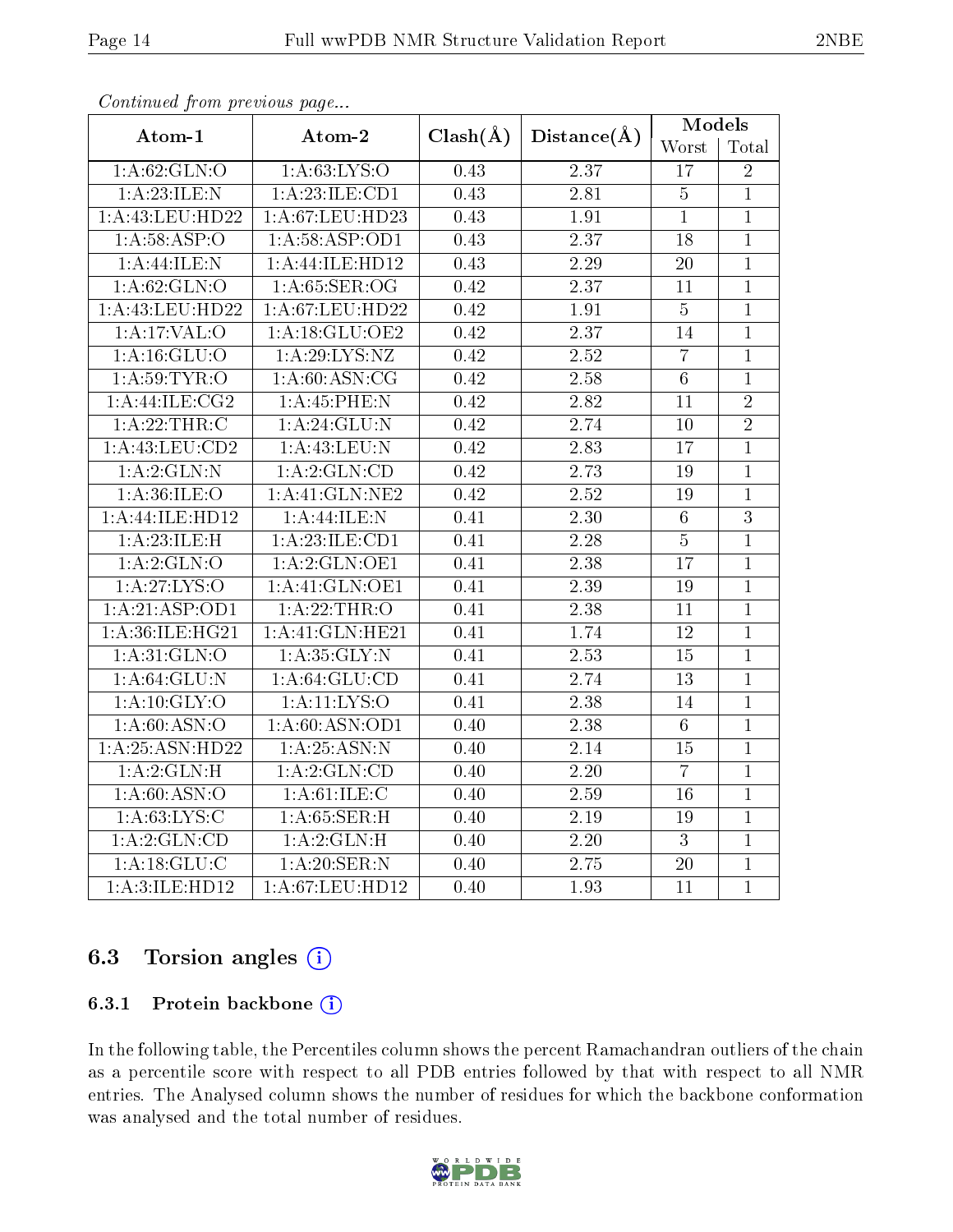*Continued from previous page...*

| Atom-1 | Atom-2 | Clash(Å) | Distance(Å) | Models | |
|---|---|---|---|---|---|
| | | | | Worst | Total |
| 1:A:62:GLN:O | 1:A:63:LYS:O | 0.43 | 2.37 | 17 | 2 |
| 1:A:23:ILE:N | 1:A:23:ILE:CD1 | 0.43 | 2.81 | 5 | 1 |
| 1:A:43:LEU:HD22 | 1:A:67:LEU:HD23 | 0.43 | 1.91 | 1 | 1 |
| 1:A:58:ASP:O | 1:A:58:ASP:OD1 | 0.43 | 2.37 | 18 | 1 |
| 1:A:44:ILE:N | 1:A:44:ILE:HD12 | 0.43 | 2.29 | 20 | 1 |
| 1:A:62:GLN:O | 1:A:65:SER:OG | 0.42 | 2.37 | 11 | 1 |
| 1:A:43:LEU:HD22 | 1:A:67:LEU:HD22 | 0.42 | 1.91 | 5 | 1 |
| 1:A:17:VAL:O | 1:A:18:GLU:OE2 | 0.42 | 2.37 | 14 | 1 |
| 1:A:16:GLU:O | 1:A:29:LYS:NZ | 0.42 | 2.52 | 7 | 1 |
| 1:A:59:TYR:O | 1:A:60:ASN:CG | 0.42 | 2.58 | 6 | 1 |
| 1:A:44:ILE:CG2 | 1:A:45:PHE:N | 0.42 | 2.82 | 11 | 2 |
| 1:A:22:THR:C | 1:A:24:GLU:N | 0.42 | 2.74 | 10 | 2 |
| 1:A:43:LEU:CD2 | 1:A:43:LEU:N | 0.42 | 2.83 | 17 | 1 |
| 1:A:2:GLN:N | 1:A:2:GLN:CD | 0.42 | 2.73 | 19 | 1 |
| 1:A:36:ILE:O | 1:A:41:GLN:NE2 | 0.42 | 2.52 | 19 | 1 |
| 1:A:44:ILE:HD12 | 1:A:44:ILE:N | 0.41 | 2.30 | 6 | 3 |
| 1:A:23:ILE:H | 1:A:23:ILE:CD1 | 0.41 | 2.28 | 5 | 1 |
| 1:A:2:GLN:O | 1:A:2:GLN:OE1 | 0.41 | 2.38 | 17 | 1 |
| 1:A:27:LYS:O | 1:A:41:GLN:OE1 | 0.41 | 2.39 | 19 | 1 |
| 1:A:21:ASP:OD1 | 1:A:22:THR:O | 0.41 | 2.38 | 11 | 1 |
| 1:A:36:ILE:HG21 | 1:A:41:GLN:HE21 | 0.41 | 1.74 | 12 | 1 |
| 1:A:31:GLN:O | 1:A:35:GLY:N | 0.41 | 2.53 | 15 | 1 |
| 1:A:64:GLU:N | 1:A:64:GLU:CD | 0.41 | 2.74 | 13 | 1 |
| 1:A:10:GLY:O | 1:A:11:LYS:O | 0.41 | 2.38 | 14 | 1 |
| 1:A:60:ASN:O | 1:A:60:ASN:OD1 | 0.40 | 2.38 | 6 | 1 |
| 1:A:25:ASN:HD22 | 1:A:25:ASN:N | 0.40 | 2.14 | 15 | 1 |
| 1:A:2:GLN:H | 1:A:2:GLN:CD | 0.40 | 2.20 | 7 | 1 |
| 1:A:60:ASN:O | 1:A:61:ILE:C | 0.40 | 2.59 | 16 | 1 |
| 1:A:63:LYS:C | 1:A:65:SER:H | 0.40 | 2.19 | 19 | 1 |
| 1:A:2:GLN:CD | 1:A:2:GLN:H | 0.40 | 2.20 | 3 | 1 |
| 1:A:18:GLU:C | 1:A:20:SER:N | 0.40 | 2.75 | 20 | 1 |
| 1:A:3:ILE:HD12 | 1:A:67:LEU:HD12 | 0.40 | 1.93 | 11 | 1 |

## 6.3 Torsion angles

### 6.3.1 Protein backbone

In the following table, the Percentiles column shows the percent Ramachandran outliers of the chain as a percentile score with respect to all PDB entries followed by that with respect to all NMR entries. The Analysed column shows the number of residues for which the backbone conformation was analysed and the total number of residues.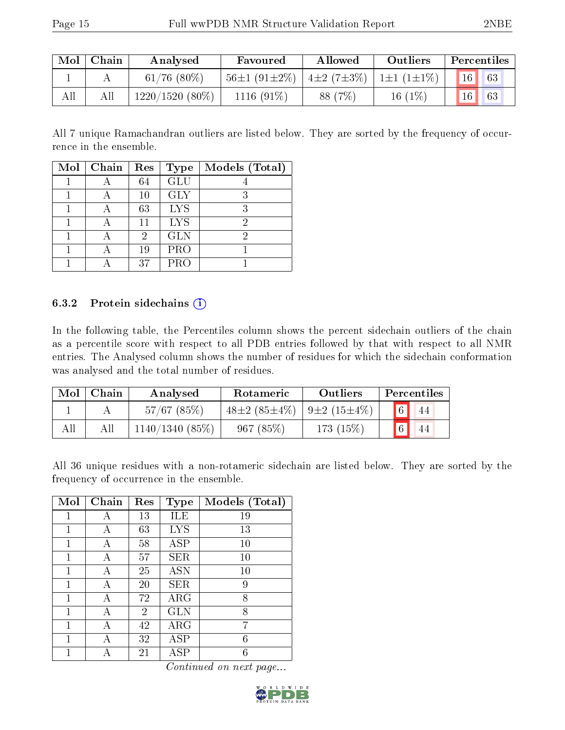| Mol | Chain | Analysed | Favoured | Allowed | Outliers | Percentiles | |
|---|---|---|---|---|---|---|---|
| 1 | A | 61/76 (80%) | 56±1 (91±2%) | 4±2 (7±3%) | 1±1 (1±1%) | 16 | 63 |
| All | All | 1220/1520 (80%) | 1116 (91%) | 88 (7%) | 16 (1%) | 16 | 63 |

All 7 unique Ramachandran outliers are listed below. They are sorted by the frequency of occurrence in the ensemble.

| Mol | Chain | Res | Type | Models (Total) |
|---|---|---|---|---|
| 1 | A | 64 | GLU | 4 |
| 1 | A | 10 | GLY | 3 |
| 1 | A | 63 | LYS | 3 |
| 1 | A | 11 | LYS | 2 |
| 1 | A | 2 | GLN | 2 |
| 1 | A | 19 | PRO | 1 |
| 1 | A | 37 | PRO | 1 |

### 6.3.2 Protein sidechains

In the following table, the Percentiles column shows the percent sidechain outliers of the chain as a percentile score with respect to all PDB entries followed by that with respect to all NMR entries. The Analysed column shows the number of residues for which the sidechain conformation was analysed and the total number of residues.

| Mol | Chain | Analysed | Rotameric | Outliers | Percentiles | |
|---|---|---|---|---|---|---|
| 1 | A | 57/67 (85%) | 48±2 (85±4%) | 9±2 (15±4%) | 6 | 44 |
| All | All | 1140/1340 (85%) | 967 (85%) | 173 (15%) | 6 | 44 |

All 36 unique residues with a non-rotameric sidechain are listed below. They are sorted by the frequency of occurrence in the ensemble.

| Mol | Chain | Res | Type | Models (Total) |
|---|---|---|---|---|
| 1 | A | 13 | ILE | 19 |
| 1 | A | 63 | LYS | 13 |
| 1 | A | 58 | ASP | 10 |
| 1 | A | 57 | SER | 10 |
| 1 | A | 25 | ASN | 10 |
| 1 | A | 20 | SER | 9 |
| 1 | A | 72 | ARG | 8 |
| 1 | A | 2 | GLN | 8 |
| 1 | A | 42 | ARG | 7 |
| 1 | A | 32 | ASP | 6 |
| 1 | A | 21 | ASP | 6 |

*Continued on next page...*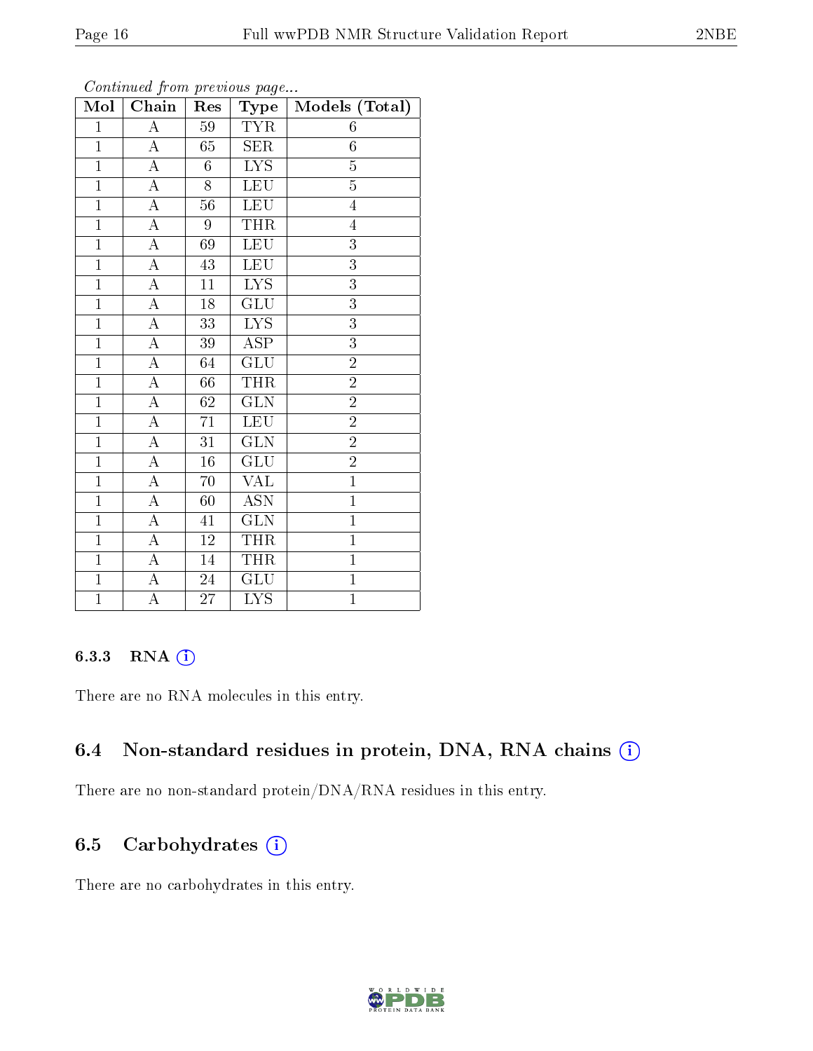*Continued from previous page...*

| Mol | Chain | Res | Type | Models (Total) |
|---|---|---|---|---|
| 1 | A | 59 | TYR | 6 |
| 1 | A | 65 | SER | 6 |
| 1 | A | 6 | LYS | 5 |
| 1 | A | 8 | LEU | 5 |
| 1 | A | 56 | LEU | 4 |
| 1 | A | 9 | THR | 4 |
| 1 | A | 69 | LEU | 3 |
| 1 | A | 43 | LEU | 3 |
| 1 | A | 11 | LYS | 3 |
| 1 | A | 18 | GLU | 3 |
| 1 | A | 33 | LYS | 3 |
| 1 | A | 39 | ASP | 3 |
| 1 | A | 64 | GLU | 2 |
| 1 | A | 66 | THR | 2 |
| 1 | A | 62 | GLN | 2 |
| 1 | A | 71 | LEU | 2 |
| 1 | A | 31 | GLN | 2 |
| 1 | A | 16 | GLU | 2 |
| 1 | A | 70 | VAL | 1 |
| 1 | A | 60 | ASN | 1 |
| 1 | A | 41 | GLN | 1 |
| 1 | A | 12 | THR | 1 |
| 1 | A | 14 | THR | 1 |
| 1 | A | 24 | GLU | 1 |
| 1 | A | 27 | LYS | 1 |

### 6.3.3 RNA

There are no RNA molecules in this entry.

## 6.4 Non-standard residues in protein, DNA, RNA chains

There are no non-standard protein/DNA/RNA residues in this entry.

## 6.5 Carbohydrates

There are no carbohydrates in this entry.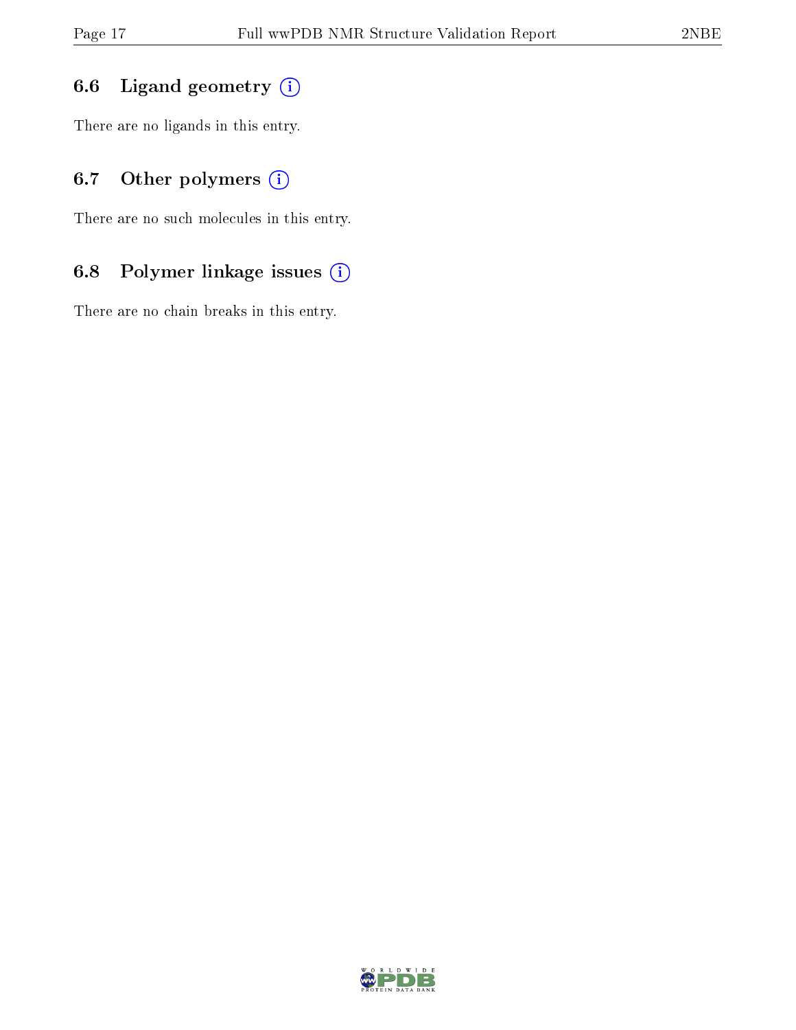### 6.6 Ligand geometry

There are no ligands in this entry.

### 6.7 Other polymers

There are no such molecules in this entry.

### 6.8 Polymer linkage issues

There are no chain breaks in this entry.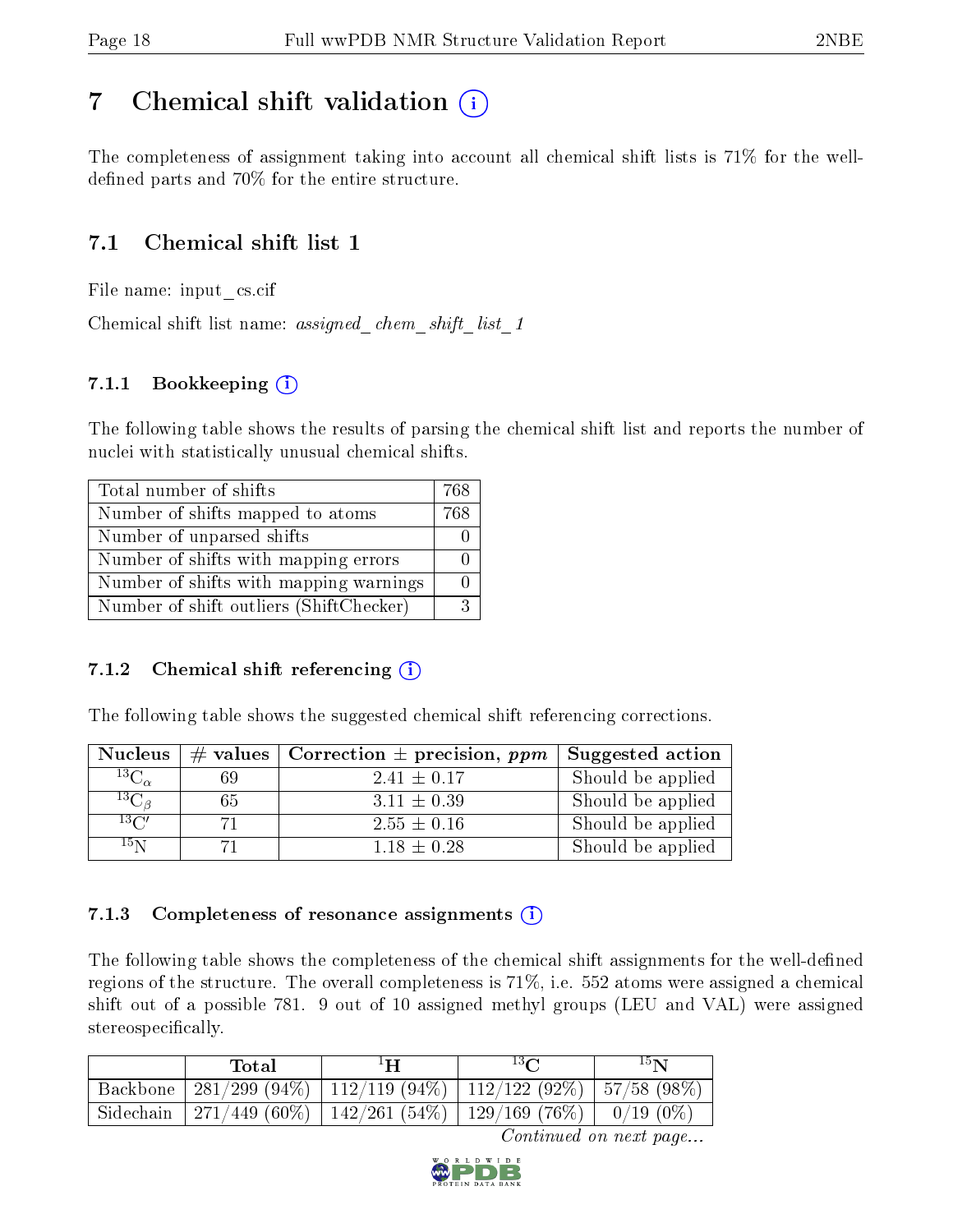# 7 Chemical shift validation (i)

The completeness of assignment taking into account all chemical shift lists is 71% for the well-defined parts and 70% for the entire structure.

## 7.1 Chemical shift list 1

File name: input_cs.cif

Chemical shift list name: *assigned_chem_shift_list_1*

### 7.1.1 Bookkeeping (i)

The following table shows the results of parsing the chemical shift list and reports the number of nuclei with statistically unusual chemical shifts.

| Total number of shifts | 768 |
|---|---|
| Number of shifts mapped to atoms | 768 |
| Number of unparsed shifts | 0 |
| Number of shifts with mapping errors | 0 |
| Number of shifts with mapping warnings | 0 |
| Number of shift outliers (ShiftChecker) | 3 |

### 7.1.2 Chemical shift referencing (i)

The following table shows the suggested chemical shift referencing corrections.

| Nucleus | # values | Correction ± precision, *ppm* | Suggested action |
|---|---|---|---|
| $^{13}C_{\alpha}$ | 69 | 2.41 ± 0.17 | Should be applied |
| $^{13}C_{\beta}$ | 65 | 3.11 ± 0.39 | Should be applied |
| $^{13}C'$ | 71 | 2.55 ± 0.16 | Should be applied |
| $^{15}N$ | 71 | 1.18 ± 0.28 | Should be applied |

### 7.1.3 Completeness of resonance assignments (i)

The following table shows the completeness of the chemical shift assignments for the well-defined regions of the structure. The overall completeness is 71%, i.e. 552 atoms were assigned a chemical shift out of a possible 781. 9 out of 10 assigned methyl groups (LEU and VAL) were assigned stereospecifically.

| | Total | $^{1}H$ | $^{13}C$ | $^{15}N$ |
|---|---|---|---|---|
| Backbone | 281/299 (94%) | 112/119 (94%) | 112/122 (92%) | 57/58 (98%) |
| Sidechain | 271/449 (60%) | 142/261 (54%) | 129/169 (76%) | 0/19 (0%) |

*Continued on next page...*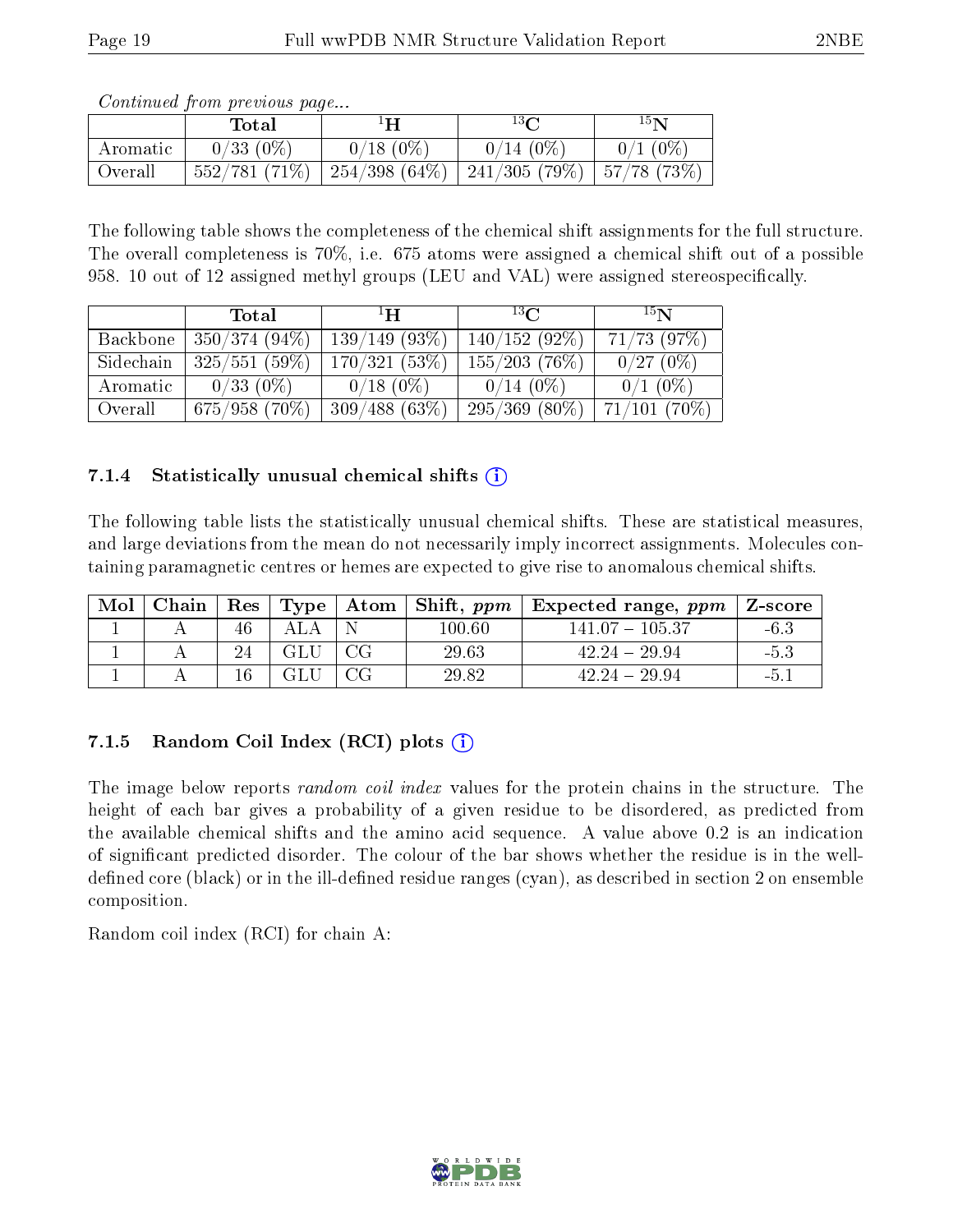*Continued from previous page...*

|  | Total | $^{1}$H | $^{13}$C | $^{15}$N |
|---|---|---|---|---|
| Aromatic | 0/33 (0%) | 0/18 (0%) | 0/14 (0%) | 0/1 (0%) |
| Overall | 552/781 (71%) | 254/398 (64%) | 241/305 (79%) | 57/78 (73%) |

The following table shows the completeness of the chemical shift assignments for the full structure. The overall completeness is 70%, i.e. 675 atoms were assigned a chemical shift out of a possible 958. 10 out of 12 assigned methyl groups (LEU and VAL) were assigned stereospecifically.

|  | Total | $^{1}$H | $^{13}$C | $^{15}$N |
|---|---|---|---|---|
| Backbone | 350/374 (94%) | 139/149 (93%) | 140/152 (92%) | 71/73 (97%) |
| Sidechain | 325/551 (59%) | 170/321 (53%) | 155/203 (76%) | 0/27 (0%) |
| Aromatic | 0/33 (0%) | 0/18 (0%) | 0/14 (0%) | 0/1 (0%) |
| Overall | 675/958 (70%) | 309/488 (63%) | 295/369 (80%) | 71/101 (70%) |

### 7.1.4 Statistically unusual chemical shifts

The following table lists the statistically unusual chemical shifts. These are statistical measures, and large deviations from the mean do not necessarily imply incorrect assignments. Molecules containing paramagnetic centres or hemes are expected to give rise to anomalous chemical shifts.

| Mol | Chain | Res | Type | Atom | Shift, *ppm* | Expected range, *ppm* | Z-score |
|---|---|---|---|---|---|---|---|
| 1 | A | 46 | ALA | N | 100.60 | 141.07 – 105.37 | -6.3 |
| 1 | A | 24 | GLU | CG | 29.63 | 42.24 – 29.94 | -5.3 |
| 1 | A | 16 | GLU | CG | 29.82 | 42.24 – 29.94 | -5.1 |

### 7.1.5 Random Coil Index (RCI) plots

The image below reports *random coil index* values for the protein chains in the structure. The height of each bar gives a probability of a given residue to be disordered, as predicted from the available chemical shifts and the amino acid sequence. A value above 0.2 is an indication of significant predicted disorder. The colour of the bar shows whether the residue is in the well-defined core (black) or in the ill-defined residue ranges (cyan), as described in section 2 on ensemble composition.

Random coil index (RCI) for chain A: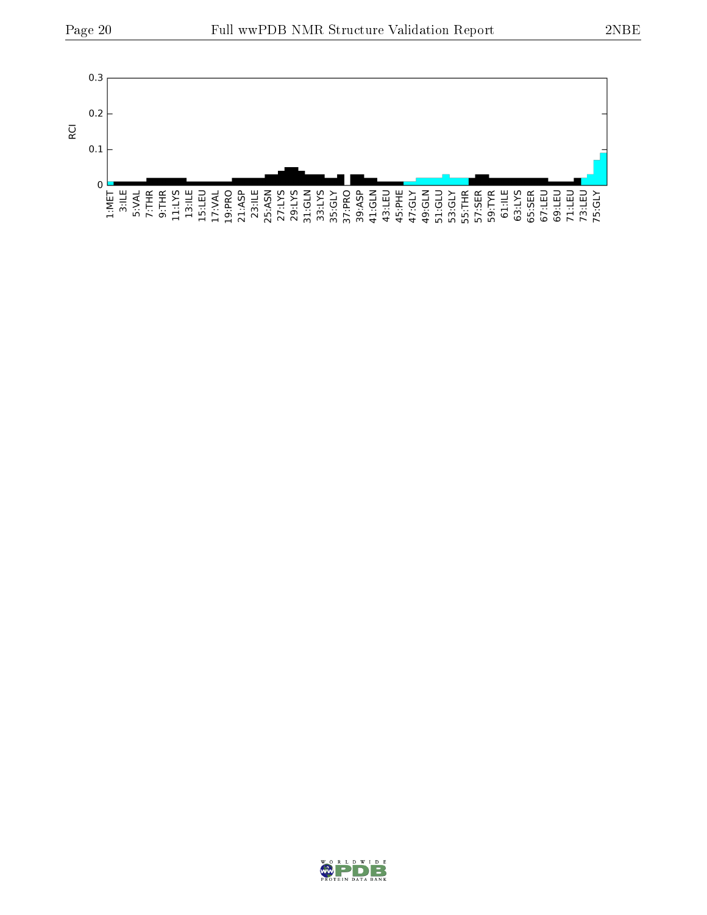RCI

0.3

0.2

0.1

0

1:MET
3:ILE
5:VAL
7:THR
9:THR
11:LYS
13:ILE
15:LEU
17:VAL
19:PRO
21:ASP
23:ILE
25:ASN
27:LYS
29:LYS
31:GLN
33:LYS
35:GLY
37:PRO
39:ASP
41:GLN
43:LEU
45:PHE
47:GLY
49:GLN
51:GLU
53:GLY
55:THR
57:SER
59:TYR
61:ILE
63:LYS
65:SER
67:LEU
69:LEU
71:LEU
73:LEU
75:GLY